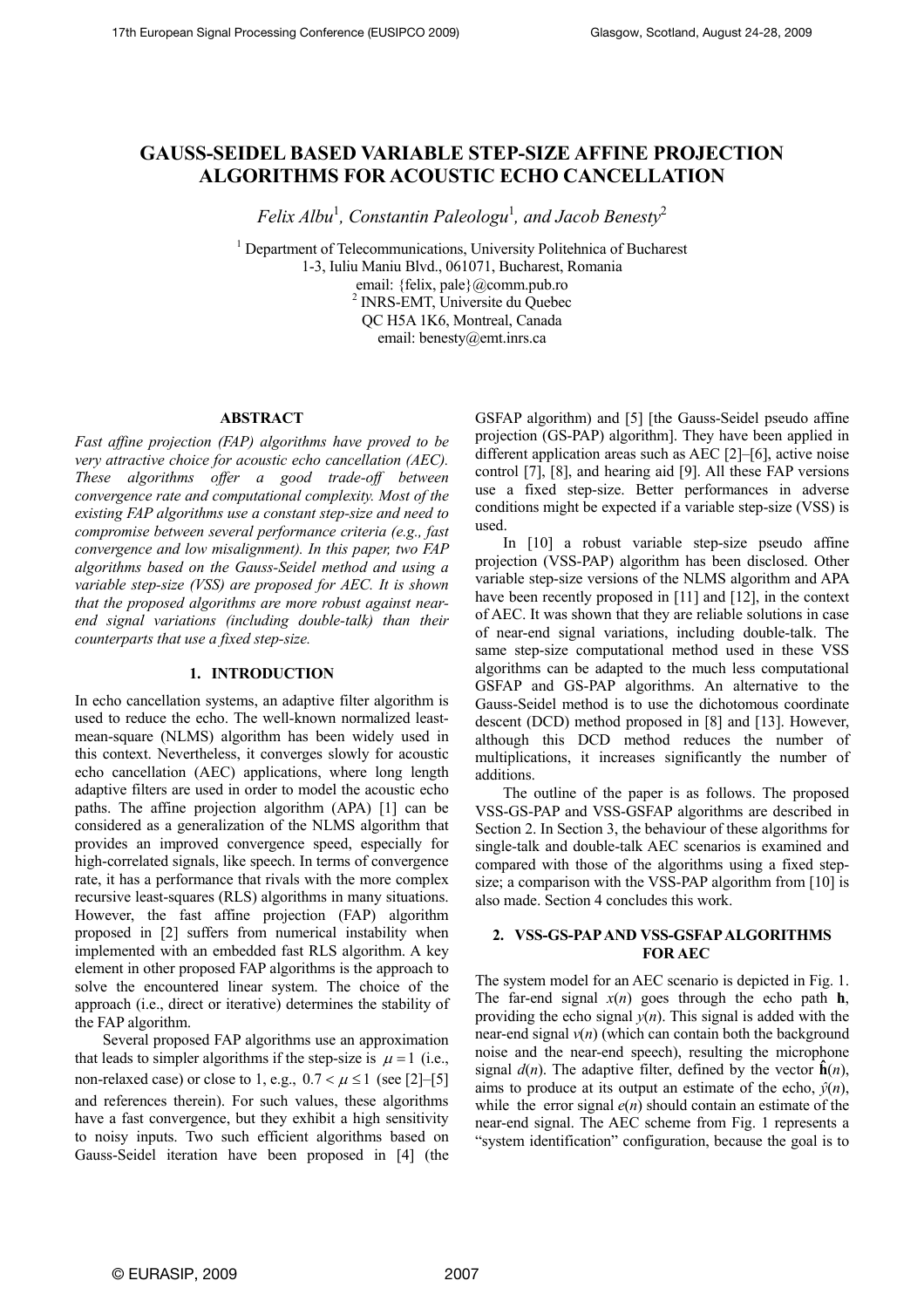# GAUSS-SEIDEL BASED VARIABLE STEP-SIZE AFFINE PROJECTION ALGORITHMS FOR ACOUSTIC ECHO CANCELLATION

*Felix Albu*[1], *Constantin Paleologu*[1], *and Jacob Benesty*[2]

[1] Department of Telecommunications, University Politehnica of Bucharest
1-3, Iuliu Maniu Blvd., 061071, Bucharest, Romania
email: {felix, pale}@comm.pub.ro
[2] INRS-EMT, Universite du Quebec
QC H5A 1K6, Montreal, Canada
email: benesty@emt.inrs.ca

## ABSTRACT

*Fast affine projection (FAP) algorithms have proved to be very attractive choice for acoustic echo cancellation (AEC). These algorithms offer a good trade-off between convergence rate and computational complexity. Most of the existing FAP algorithms use a constant step-size and need to compromise between several performance criteria (e.g., fast convergence and low misalignment). In this paper, two FAP algorithms based on the Gauss-Seidel method and using a variable step-size (VSS) are proposed for AEC. It is shown that the proposed algorithms are more robust against near-end signal variations (including double-talk) than their counterparts that use a fixed step-size.*

## 1. INTRODUCTION

In echo cancellation systems, an adaptive filter algorithm is used to reduce the echo. The well-known normalized least-mean-square (NLMS) algorithm has been widely used in this context. Nevertheless, it converges slowly for acoustic echo cancellation (AEC) applications, where long length adaptive filters are used in order to model the acoustic echo paths. The affine projection algorithm (APA) [1] can be considered as a generalization of the NLMS algorithm that provides an improved convergence speed, especially for high-correlated signals, like speech. In terms of convergence rate, it has a performance that rivals with the more complex recursive least-squares (RLS) algorithms in many situations. However, the fast affine projection (FAP) algorithm proposed in [2] suffers from numerical instability when implemented with an embedded fast RLS algorithm. A key element in other proposed FAP algorithms is the approach to solve the encountered linear system. The choice of the approach (i.e., direct or iterative) determines the stability of the FAP algorithm.

Several proposed FAP algorithms use an approximation that leads to simpler algorithms if the step-size is $\mu = 1$ (i.e., non-relaxed case) or close to 1, e.g., $0.7 < \mu \leq 1$ (see [2]–[5] and references therein). For such values, these algorithms have a fast convergence, but they exhibit a high sensitivity to noisy inputs. Two such efficient algorithms based on Gauss-Seidel iteration have been proposed in [4] (the GSFAP algorithm) and [5] [the Gauss-Seidel pseudo affine projection (GS-PAP) algorithm]. They have been applied in different application areas such as AEC [2]–[6], active noise control [7], [8], and hearing aid [9]. All these FAP versions use a fixed step-size. Better performances in adverse conditions might be expected if a variable step-size (VSS) is used.

In [10] a robust variable step-size pseudo affine projection (VSS-PAP) algorithm has been disclosed. Other variable step-size versions of the NLMS algorithm and APA have been recently proposed in [11] and [12], in the context of AEC. It was shown that they are reliable solutions in case of near-end signal variations, including double-talk. The same step-size computational method used in these VSS algorithms can be adapted to the much less computational GSFAP and GS-PAP algorithms. An alternative to the Gauss-Seidel method is to use the dichotomous coordinate descent (DCD) method proposed in [8] and [13]. However, although this DCD method reduces the number of multiplications, it increases significantly the number of additions.

The outline of the paper is as follows. The proposed VSS-GS-PAP and VSS-GSFAP algorithms are described in Section 2. In Section 3, the behaviour of these algorithms for single-talk and double-talk AEC scenarios is examined and compared with those of the algorithms using a fixed step-size; a comparison with the VSS-PAP algorithm from [10] is also made. Section 4 concludes this work.

## 2. VSS-GS-PAP AND VSS-GSFAP ALGORITHMS FOR AEC

The system model for an AEC scenario is depicted in Fig. 1. The far-end signal $x(n)$ goes through the echo path $\mathbf{h}$, providing the echo signal $y(n)$. This signal is added with the near-end signal $v(n)$ (which can contain both the background noise and the near-end speech), resulting the microphone signal $d(n)$. The adaptive filter, defined by the vector $\hat{\mathbf{h}}(n)$, aims to produce at its output an estimate of the echo, $\hat{y}(n)$, while the error signal $e(n)$ should contain an estimate of the near-end signal. The AEC scheme from Fig. 1 represents a "system identification" configuration, because the goal is to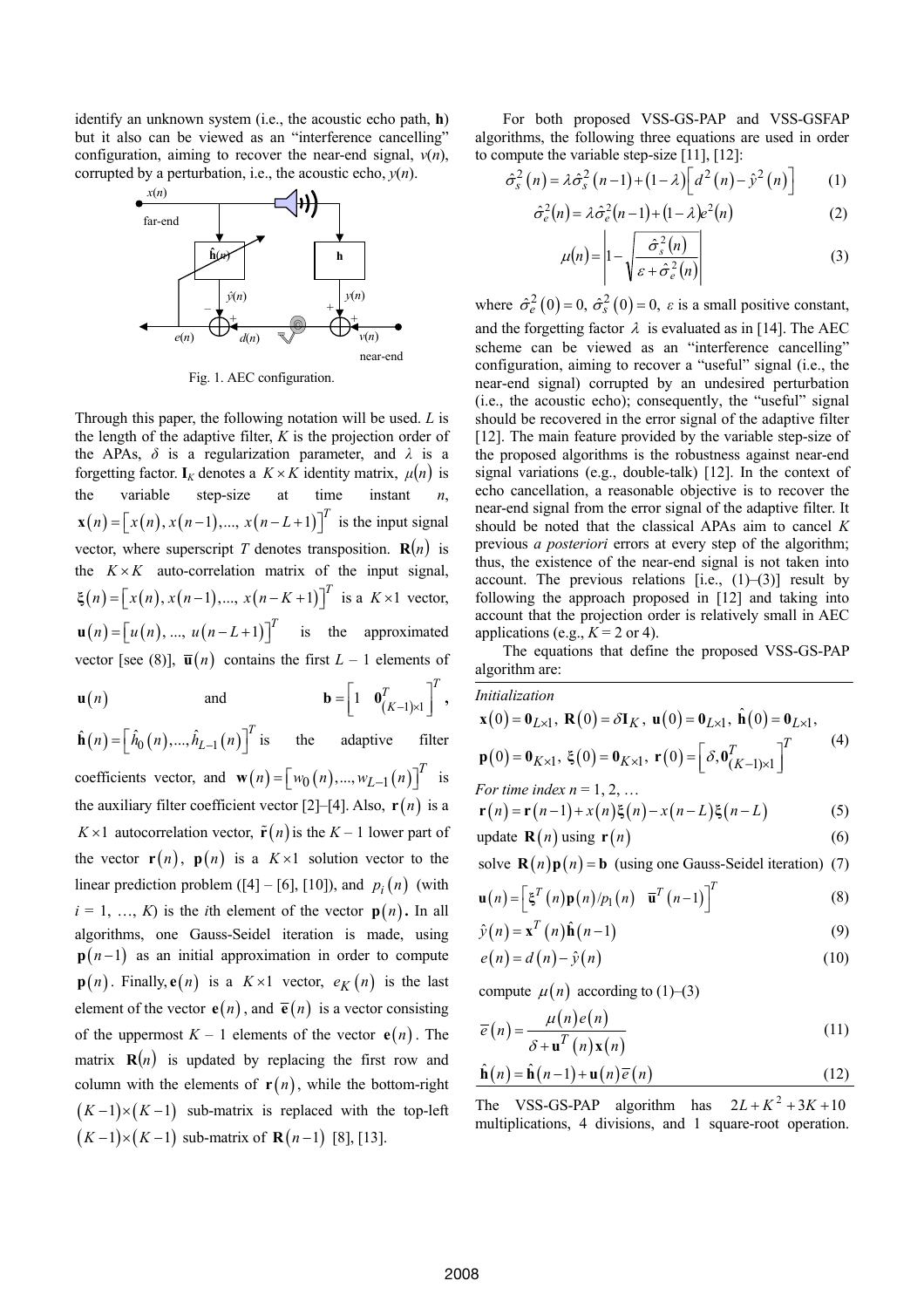identify an unknown system (i.e., the acoustic echo path, $\mathbf{h}$) but it also can be viewed as an "interference cancelling" configuration, aiming to recover the near-end signal, $v(n)$, corrupted by a perturbation, i.e., the acoustic echo, $y(n)$.

Fig. 1. AEC configuration.

Through this paper, the following notation will be used. $L$ is the length of the adaptive filter, $K$ is the projection order of the APAs, $\delta$ is a regularization parameter, and $\lambda$ is a forgetting factor. $\mathbf{I}_K$ denotes a $K \times K$ identity matrix, $\mu(n)$ is the variable step-size at time instant $n$, $\mathbf{x}(n) = \left[x(n), x(n-1), ..., x(n-L+1)\right]^T$ is the input signal vector, where superscript $T$ denotes transposition. $\mathbf{R}(n)$ is the $K \times K$ auto-correlation matrix of the input signal, $\boldsymbol{\xi}(n) = \left[x(n), x(n-1), ..., x(n-K+1)\right]^T$ is a $K \times 1$ vector, $\mathbf{u}(n) = \left[u(n), ..., u(n-L+1)\right]^T$ is the approximated vector [see (8)], $\bar{\mathbf{u}}(n)$ contains the first $L-1$ elements of $\mathbf{u}(n)$ and $\mathbf{b} = \left[1 \quad \mathbf{0}_{(K-1)\times 1}^T\right]^T$, $\hat{\mathbf{h}}(n) = \left[\hat{h}_0(n), ..., \hat{h}_{L-1}(n)\right]^T$ is the adaptive filter coefficients vector, and $\mathbf{w}(n) = \left[w_0(n), ..., w_{L-1}(n)\right]^T$ is the auxiliary filter coefficient vector [2]–[4]. Also, $\mathbf{r}(n)$ is a $K \times 1$ autocorrelation vector, $\tilde{\mathbf{r}}(n)$ is the $K-1$ lower part of the vector $\mathbf{r}(n)$, $\mathbf{p}(n)$ is a $K \times 1$ solution vector to the linear prediction problem ([4] – [6], [10]), and $p_i(n)$ (with $i = 1, ..., K$) is the $i$th element of the vector $\mathbf{p}(n)$. In all algorithms, one Gauss-Seidel iteration is made, using $\mathbf{p}(n-1)$ as an initial approximation in order to compute $\mathbf{p}(n)$. Finally, $\mathbf{e}(n)$ is a $K \times 1$ vector, $e_K(n)$ is the last element of the vector $\mathbf{e}(n)$, and $\bar{\mathbf{e}}(n)$ is a vector consisting of the uppermost $K-1$ elements of the vector $\mathbf{e}(n)$. The matrix $\mathbf{R}(n)$ is updated by replacing the first row and column with the elements of $\mathbf{r}(n)$, while the bottom-right $(K-1)\times(K-1)$ sub-matrix is replaced with the top-left $(K-1)\times(K-1)$ sub-matrix of $\mathbf{R}(n-1)$ [8], [13].

For both proposed VSS-GS-PAP and VSS-GSFAP algorithms, the following three equations are used in order to compute the variable step-size [11], [12]:

$$\hat{\sigma}_s^2(n) = \lambda \hat{\sigma}_s^2(n-1) + (1-\lambda)\left[d^2(n) - \hat{y}^2(n)\right] \tag{1}$$

$$\hat{\sigma}_e^2(n) = \lambda \hat{\sigma}_e^2(n-1) + (1-\lambda) e^2(n) \tag{2}$$

$$\mu(n) = \left| 1 - \sqrt{\frac{\hat{\sigma}_s^2(n)}{\varepsilon + \hat{\sigma}_e^2(n)}} \right| \tag{3}$$

where $\hat{\sigma}_e^2(0) = 0$, $\hat{\sigma}_s^2(0) = 0$, $\varepsilon$ is a small positive constant, and the forgetting factor $\lambda$ is evaluated as in [14]. The AEC scheme can be viewed as an "interference cancelling" configuration, aiming to recover a "useful" signal (i.e., the near-end signal) corrupted by an undesired perturbation (i.e., the acoustic echo); consequently, the "useful" signal should be recovered in the error signal of the adaptive filter [12]. The main feature provided by the variable step-size of the proposed algorithms is the robustness against near-end signal variations (e.g., double-talk) [12]. In the context of echo cancellation, a reasonable objective is to recover the near-end signal from the error signal of the adaptive filter. It should be noted that the classical APAs aim to cancel $K$ previous *a posteriori* errors at every step of the algorithm; thus, the existence of the near-end signal is not taken into account. The previous relations [i.e., (1)–(3)] result by following the approach proposed in [12] and taking into account that the projection order is relatively small in AEC applications (e.g., $K = 2$ or 4).

The equations that define the proposed VSS-GS-PAP algorithm are:

*Initialization*

$$\mathbf{x}(0) = \mathbf{0}_{L\times 1},\ \mathbf{R}(0) = \delta \mathbf{I}_K,\ \mathbf{u}(0) = \mathbf{0}_{L\times 1},\ \hat{\mathbf{h}}(0) = \mathbf{0}_{L\times 1},$$
$$\mathbf{p}(0) = \mathbf{0}_{K\times 1},\ \boldsymbol{\xi}(0) = \mathbf{0}_{K\times 1},\ \mathbf{r}(0) = \left[\delta, \mathbf{0}_{(K-1)\times 1}^T\right]^T \tag{4}$$

*For time index n = 1, 2, …*

$$\mathbf{r}(n) = \mathbf{r}(n-1) + x(n)\boldsymbol{\xi}(n) - x(n-L)\boldsymbol{\xi}(n-L) \tag{5}$$

update $\mathbf{R}(n)$ using $\mathbf{r}(n)$ (6)

solve $\mathbf{R}(n)\mathbf{p}(n) = \mathbf{b}$ (using one Gauss-Seidel iteration) (7)

$$\mathbf{u}(n) = \left[\boldsymbol{\xi}^T(n)\mathbf{p}(n)/p_1(n) \quad \bar{\mathbf{u}}^T(n-1)\right]^T \tag{8}$$

$$\hat{y}(n) = \mathbf{x}^T(n)\hat{\mathbf{h}}(n-1) \tag{9}$$

$$e(n) = d(n) - \hat{y}(n) \tag{10}$$

compute $\mu(n)$ according to (1)–(3)

$$\bar{e}(n) = \frac{\mu(n)e(n)}{\delta + \mathbf{u}^T(n)\mathbf{x}(n)} \tag{11}$$

$$\hat{\mathbf{h}}(n) = \hat{\mathbf{h}}(n-1) + \mathbf{u}(n)\bar{e}(n) \tag{12}$$

The VSS-GS-PAP algorithm has $2L + K^2 + 3K + 10$ multiplications, 4 divisions, and 1 square-root operation.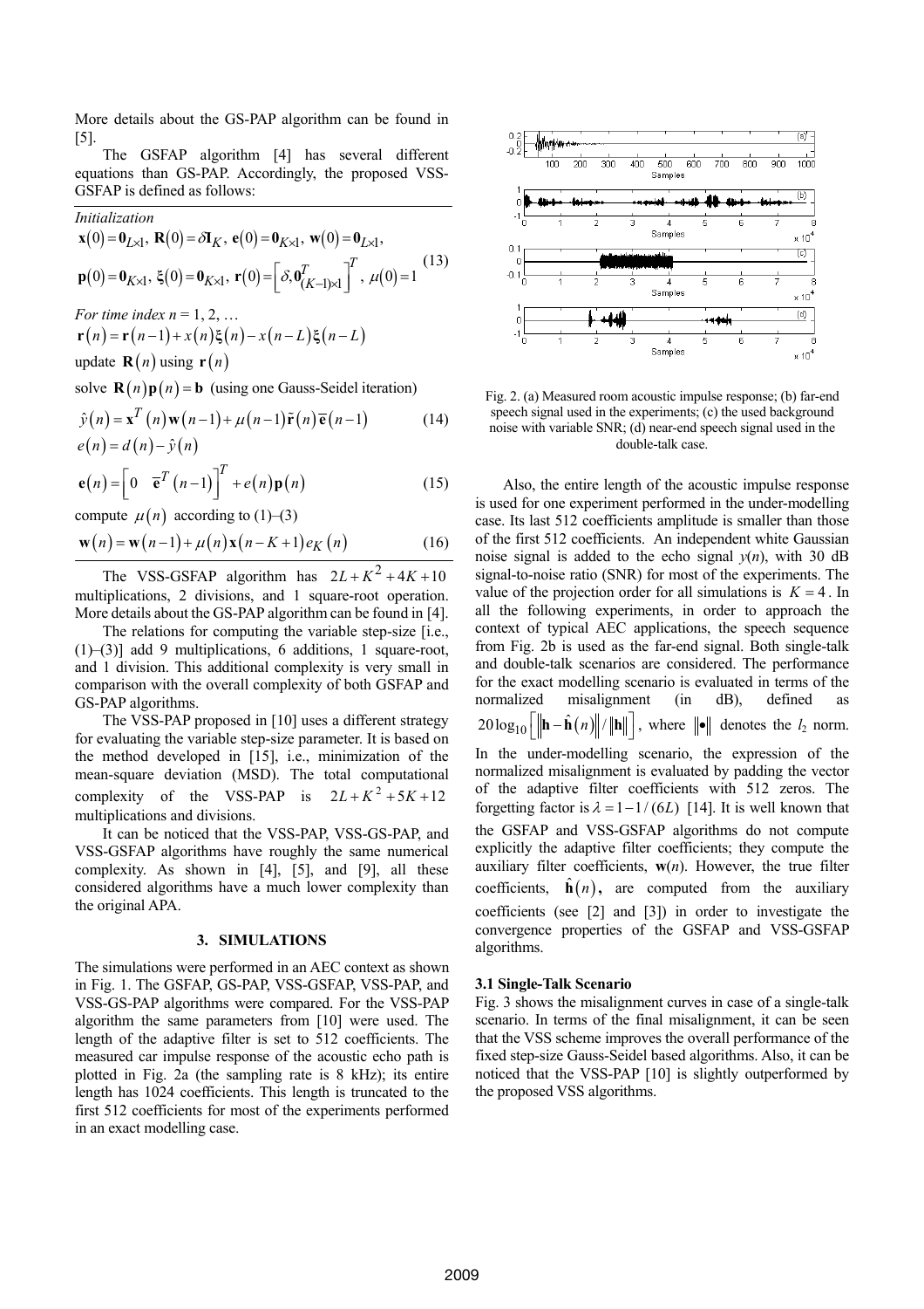More details about the GS-PAP algorithm can be found in [5].

The GSFAP algorithm [4] has several different equations than GS-PAP. Accordingly, the proposed VSS-GSFAP is defined as follows:

*Initialization*

$$\mathbf{x}(0)=\mathbf{0}_{L\times1},\ \mathbf{R}(0)=\delta\mathbf{I}_K,\ \mathbf{e}(0)=\mathbf{0}_{K\times1},\ \mathbf{w}(0)=\mathbf{0}_{L\times1},$$
$$\mathbf{p}(0)=\mathbf{0}_{K\times1},\ \boldsymbol{\xi}(0)=\mathbf{0}_{K\times1},\ \mathbf{r}(0)=\left[\delta,\mathbf{0}_{(K-1)\times1}^T\right]^T,\ \mu(0)=1 \tag{13}$$

*For time index n* = 1, 2, …

$$\mathbf{r}(n)=\mathbf{r}(n-1)+x(n)\boldsymbol{\xi}(n)-x(n-L)\boldsymbol{\xi}(n-L)$$

update $\mathbf{R}(n)$ using $\mathbf{r}(n)$

solve $\mathbf{R}(n)\mathbf{p}(n)=\mathbf{b}$ (using one Gauss-Seidel iteration)

$$\hat{y}(n)=\mathbf{x}^T(n)\mathbf{w}(n-1)+\mu(n-1)\tilde{\mathbf{r}}(n)\overline{\mathbf{e}}(n-1) \tag{14}$$

$$e(n)=d(n)-\hat{y}(n)$$

$$\mathbf{e}(n)=\left[0\quad \overline{\mathbf{e}}^T(n-1)\right]^T+e(n)\mathbf{p}(n) \tag{15}$$

compute $\mu(n)$ according to (1)–(3)

$$\mathbf{w}(n)=\mathbf{w}(n-1)+\mu(n)\mathbf{x}(n-K+1)e_K(n) \tag{16}$$

The VSS-GSFAP algorithm has $2L+K^2+4K+10$ multiplications, 2 divisions, and 1 square-root operation. More details about the GS-PAP algorithm can be found in [4].

The relations for computing the variable step-size [i.e., (1)–(3)] add 9 multiplications, 6 additions, 1 square-root, and 1 division. This additional complexity is very small in comparison with the overall complexity of both GSFAP and GS-PAP algorithms.

The VSS-PAP proposed in [10] uses a different strategy for evaluating the variable step-size parameter. It is based on the method developed in [15], i.e., minimization of the mean-square deviation (MSD). The total computational complexity of the VSS-PAP is $2L+K^2+5K+12$ multiplications and divisions.

It can be noticed that the VSS-PAP, VSS-GS-PAP, and VSS-GSFAP algorithms have roughly the same numerical complexity. As shown in [4], [5], and [9], all these considered algorithms have a much lower complexity than the original APA.

## 3. SIMULATIONS

The simulations were performed in an AEC context as shown in Fig. 1. The GSFAP, GS-PAP, VSS-GSFAP, VSS-PAP, and VSS-GS-PAP algorithms were compared. For the VSS-PAP algorithm the same parameters from [10] were used. The length of the adaptive filter is set to 512 coefficients. The measured car impulse response of the acoustic echo path is plotted in Fig. 2a (the sampling rate is 8 kHz); its entire length has 1024 coefficients. This length is truncated to the first 512 coefficients for most of the experiments performed in an exact modelling case.

Fig. 2. (a) Measured room acoustic impulse response; (b) far-end speech signal used in the experiments; (c) the used background noise with variable SNR; (d) near-end speech signal used in the double-talk case.

Also, the entire length of the acoustic impulse response is used for one experiment performed in the under-modelling case. Its last 512 coefficients amplitude is smaller than those of the first 512 coefficients. An independent white Gaussian noise signal is added to the echo signal $y(n)$, with 30 dB signal-to-noise ratio (SNR) for most of the experiments. The value of the projection order for all simulations is $K=4$. In all the following experiments, in order to approach the context of typical AEC applications, the speech sequence from Fig. 2b is used as the far-end signal. Both single-talk and double-talk scenarios are considered. The performance for the exact modelling scenario is evaluated in terms of the normalized misalignment (in dB), defined as $20\log_{10}\left[\left\|\mathbf{h}-\hat{\mathbf{h}}(n)\right\|/\left\|\mathbf{h}\right\|\right]$, where $\|\bullet\|$ denotes the $l_2$ norm. In the under-modelling scenario, the expression of the normalized misalignment is evaluated by padding the vector of the adaptive filter coefficients with 512 zeros. The forgetting factor is $\lambda=1-1/(6L)$ [14]. It is well known that the GSFAP and VSS-GSFAP algorithms do not compute explicitly the adaptive filter coefficients; they compute the auxiliary filter coefficients, $\mathbf{w}(n)$. However, the true filter coefficients, $\hat{\mathbf{h}}(n)$, are computed from the auxiliary coefficients (see [2] and [3]) in order to investigate the convergence properties of the GSFAP and VSS-GSFAP algorithms.

### 3.1 Single-Talk Scenario

Fig. 3 shows the misalignment curves in case of a single-talk scenario. In terms of the final misalignment, it can be seen that the VSS scheme improves the overall performance of the fixed step-size Gauss-Seidel based algorithms. Also, it can be noticed that the VSS-PAP [10] is slightly outperformed by the proposed VSS algorithms.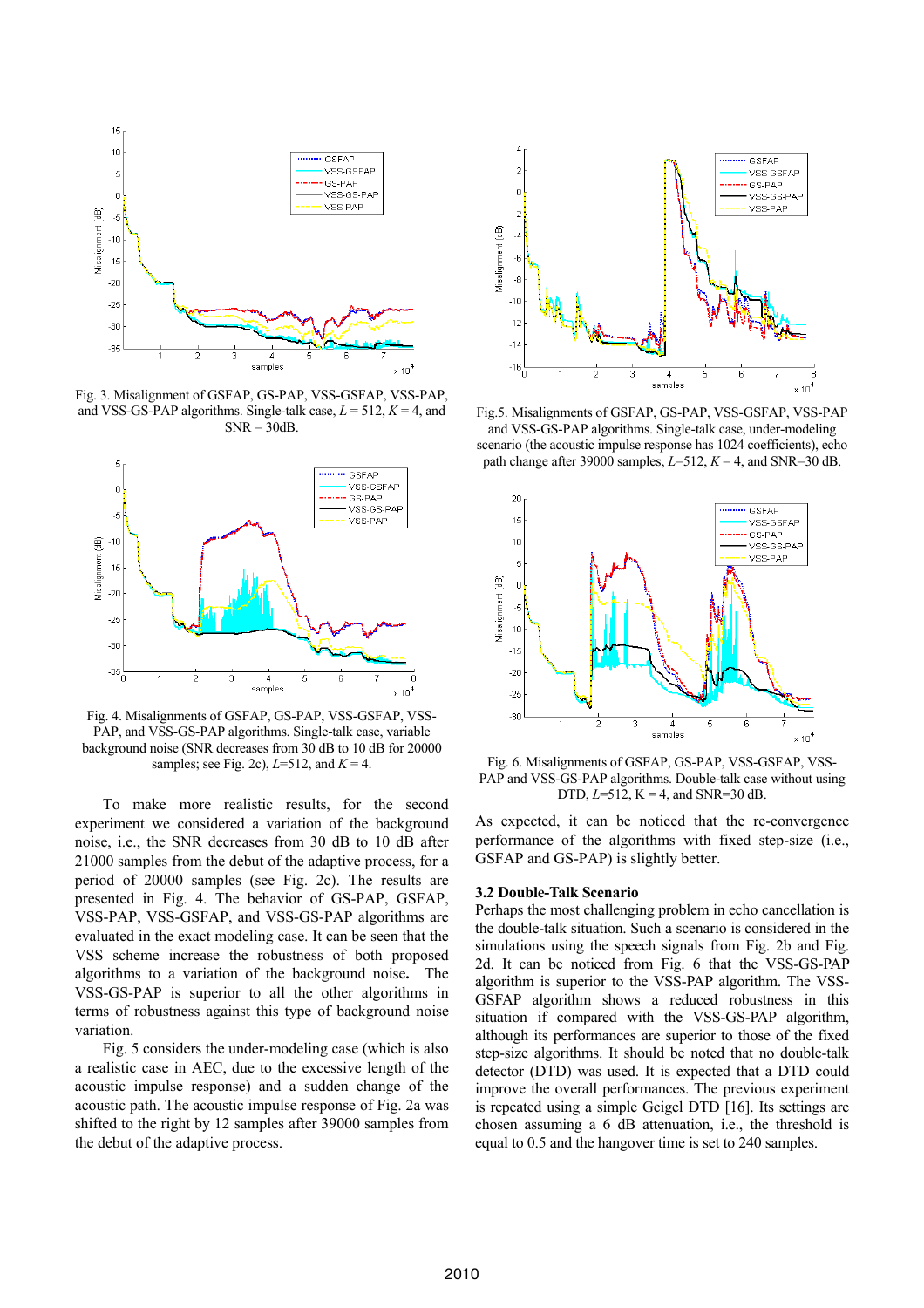Fig. 3. Misalignment of GSFAP, GS-PAP, VSS-GSFAP, VSS-PAP, and VSS-GS-PAP algorithms. Single-talk case, $L = 512$, $K = 4$, and SNR = 30dB.

Fig. 4. Misalignments of GSFAP, GS-PAP, VSS-GSFAP, VSS-PAP, and VSS-GS-PAP algorithms. Single-talk case, variable background noise (SNR decreases from 30 dB to 10 dB for 20000 samples; see Fig. 2c), $L$=512, and $K$ = 4.

To make more realistic results, for the second experiment we considered a variation of the background noise, i.e., the SNR decreases from 30 dB to 10 dB after 21000 samples from the debut of the adaptive process, for a period of 20000 samples (see Fig. 2c). The results are presented in Fig. 4. The behavior of GS-PAP, GSFAP, VSS-PAP, VSS-GSFAP, and VSS-GS-PAP algorithms are evaluated in the exact modeling case. It can be seen that the VSS scheme increase the robustness of both proposed algorithms to a variation of the background noise**.** The VSS-GS-PAP is superior to all the other algorithms in terms of robustness against this type of background noise variation.

Fig. 5 considers the under-modeling case (which is also a realistic case in AEC, due to the excessive length of the acoustic impulse response) and a sudden change of the acoustic path. The acoustic impulse response of Fig. 2a was shifted to the right by 12 samples after 39000 samples from the debut of the adaptive process.

Fig.5. Misalignments of GSFAP, GS-PAP, VSS-GSFAP, VSS-PAP and VSS-GS-PAP algorithms. Single-talk case, under-modeling scenario (the acoustic impulse response has 1024 coefficients), echo path change after 39000 samples, $L$=512, $K$ = 4, and SNR=30 dB.

Fig. 6. Misalignments of GSFAP, GS-PAP, VSS-GSFAP, VSS-PAP and VSS-GS-PAP algorithms. Double-talk case without using DTD, $L$=512, K = 4, and SNR=30 dB.

As expected, it can be noticed that the re-convergence performance of the algorithms with fixed step-size (i.e., GSFAP and GS-PAP) is slightly better.

### 3.2 Double-Talk Scenario

Perhaps the most challenging problem in echo cancellation is the double-talk situation. Such a scenario is considered in the simulations using the speech signals from Fig. 2b and Fig. 2d. It can be noticed from Fig. 6 that the VSS-GS-PAP algorithm is superior to the VSS-PAP algorithm. The VSS-GSFAP algorithm shows a reduced robustness in this situation if compared with the VSS-GS-PAP algorithm, although its performances are superior to those of the fixed step-size algorithms. It should be noted that no double-talk detector (DTD) was used. It is expected that a DTD could improve the overall performances. The previous experiment is repeated using a simple Geigel DTD [16]. Its settings are chosen assuming a 6 dB attenuation, i.e., the threshold is equal to 0.5 and the hangover time is set to 240 samples.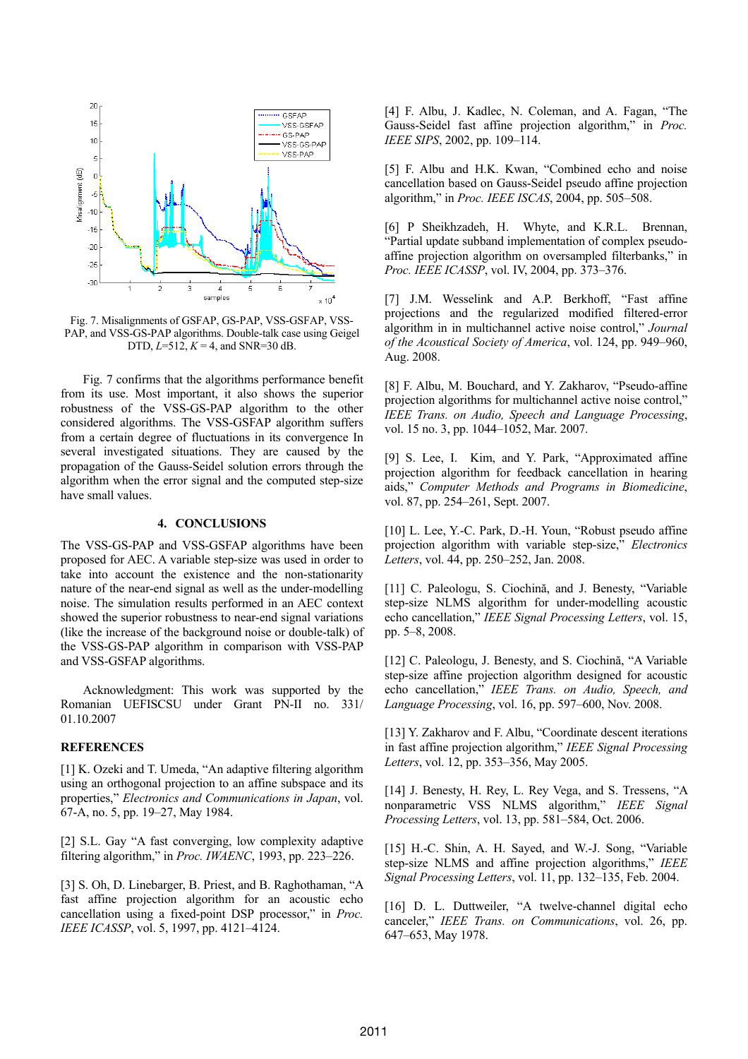20
15
10
5
0
-5
-10
-15
-20
-25
-30

Misalignment (dB)

1 2 3 4 5 6 7

samples

x $10^4$

GSFAP
VSS-GSFAP
GS-PAP
VSS-GS-PAP
VSS-PAP

Fig. 7. Misalignments of GSFAP, GS-PAP, VSS-GSFAP, VSS-PAP, and VSS-GS-PAP algorithms. Double-talk case using Geigel DTD, $L$=512, $K$ = 4, and SNR=30 dB.

Fig. 7 confirms that the algorithms performance benefit from its use. Most important, it also shows the superior robustness of the VSS-GS-PAP algorithm to the other considered algorithms. The VSS-GSFAP algorithm suffers from a certain degree of fluctuations in its convergence In several investigated situations. They are caused by the propagation of the Gauss-Seidel solution errors through the algorithm when the error signal and the computed step-size have small values.

## 4. CONCLUSIONS

The VSS-GS-PAP and VSS-GSFAP algorithms have been proposed for AEC. A variable step-size was used in order to take into account the existence and the non-stationarity nature of the near-end signal as well as the under-modelling noise. The simulation results performed in an AEC context showed the superior robustness to near-end signal variations (like the increase of the background noise or double-talk) of the VSS-GS-PAP algorithm in comparison with VSS-PAP and VSS-GSFAP algorithms.

Acknowledgment: This work was supported by the Romanian UEFISCSU under Grant PN-II no. 331/ 01.10.2007

## REFERENCES

[1] K. Ozeki and T. Umeda, "An adaptive filtering algorithm using an orthogonal projection to an affine subspace and its properties," *Electronics and Communications in Japan*, vol. 67-A, no. 5, pp. 19–27, May 1984.

[2] S.L. Gay "A fast converging, low complexity adaptive filtering algorithm," in *Proc. IWAENC*, 1993, pp. 223–226.

[3] S. Oh, D. Linebarger, B. Priest, and B. Raghothaman, "A fast affine projection algorithm for an acoustic echo cancellation using a fixed-point DSP processor," in *Proc. IEEE ICASSP*, vol. 5, 1997, pp. 4121–4124.

[4] F. Albu, J. Kadlec, N. Coleman, and A. Fagan, "The Gauss-Seidel fast affine projection algorithm," in *Proc. IEEE SIPS*, 2002, pp. 109–114.

[5] F. Albu and H.K. Kwan, "Combined echo and noise cancellation based on Gauss-Seidel pseudo affine projection algorithm," in *Proc. IEEE ISCAS*, 2004, pp. 505–508.

[6] P Sheikhzadeh, H. Whyte, and K.R.L. Brennan, "Partial update subband implementation of complex pseudo-affine projection algorithm on oversampled filterbanks," in *Proc. IEEE ICASSP*, vol. IV, 2004, pp. 373–376.

[7] J.M. Wesselink and A.P. Berkhoff, "Fast affine projections and the regularized modified filtered-error algorithm in in multichannel active noise control," *Journal of the Acoustical Society of America*, vol. 124, pp. 949–960, Aug. 2008.

[8] F. Albu, M. Bouchard, and Y. Zakharov, "Pseudo-affine projection algorithms for multichannel active noise control," *IEEE Trans. on Audio, Speech and Language Processing*, vol. 15 no. 3, pp. 1044–1052, Mar. 2007.

[9] S. Lee, I. Kim, and Y. Park, "Approximated affine projection algorithm for feedback cancellation in hearing aids," *Computer Methods and Programs in Biomedicine*, vol. 87, pp. 254–261, Sept. 2007.

[10] L. Lee, Y.-C. Park, D.-H. Youn, "Robust pseudo affine projection algorithm with variable step-size," *Electronics Letters*, vol. 44, pp. 250–252, Jan. 2008.

[11] C. Paleologu, S. Ciochină, and J. Benesty, "Variable step-size NLMS algorithm for under-modelling acoustic echo cancellation," *IEEE Signal Processing Letters*, vol. 15, pp. 5–8, 2008.

[12] C. Paleologu, J. Benesty, and S. Ciochină, "A Variable step-size affine projection algorithm designed for acoustic echo cancellation," *IEEE Trans. on Audio, Speech, and Language Processing*, vol. 16, pp. 597–600, Nov. 2008.

[13] Y. Zakharov and F. Albu, "Coordinate descent iterations in fast affine projection algorithm," *IEEE Signal Processing Letters*, vol. 12, pp. 353–356, May 2005.

[14] J. Benesty, H. Rey, L. Rey Vega, and S. Tressens, "A nonparametric VSS NLMS algorithm," *IEEE Signal Processing Letters*, vol. 13, pp. 581–584, Oct. 2006.

[15] H.-C. Shin, A. H. Sayed, and W.-J. Song, "Variable step-size NLMS and affine projection algorithms," *IEEE Signal Processing Letters*, vol. 11, pp. 132–135, Feb. 2004.

[16] D. L. Duttweiler, "A twelve-channel digital echo canceler," *IEEE Trans. on Communications*, vol. 26, pp. 647–653, May 1978.